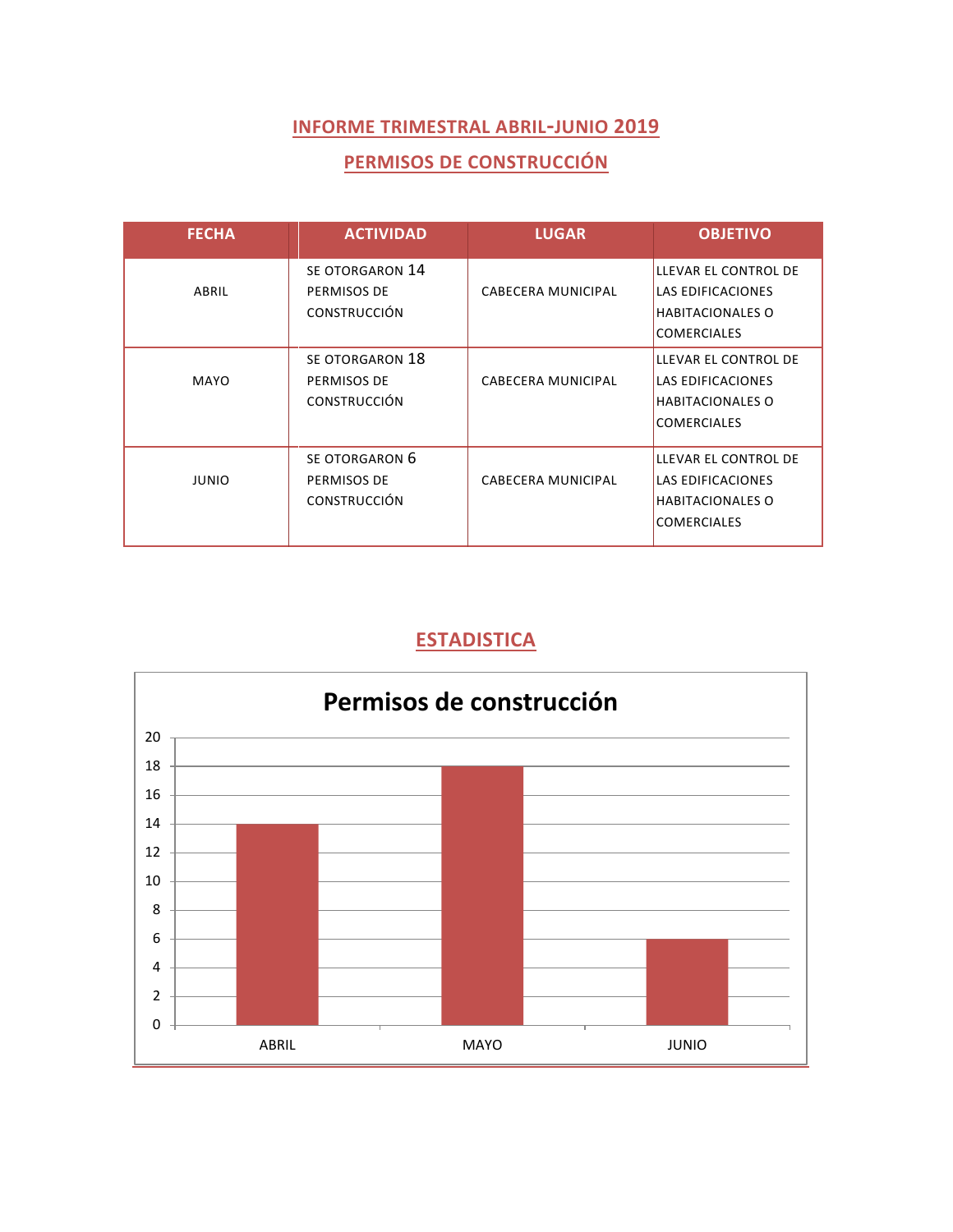# INFORME TRIMESTRAL ABRIL-JUNIO 2019

## PERMISOS DE CONSTRUCCIÓN

| FECHA | ACTIVIDAD | LUGAR | OBJETIVO |
|---|---|---|---|
| ABRIL | SE OTORGARON 14 PERMISOS DE CONSTRUCCIÓN | CABECERA MUNICIPAL | LLEVAR EL CONTROL DE LAS EDIFICACIONES HABITACIONALES O COMERCIALES |
| MAYO | SE OTORGARON 18 PERMISOS DE CONSTRUCCIÓN | CABECERA MUNICIPAL | LLEVAR EL CONTROL DE LAS EDIFICACIONES HABITACIONALES O COMERCIALES |
| JUNIO | SE OTORGARON 6 PERMISOS DE CONSTRUCCIÓN | CABECERA MUNICIPAL | LLEVAR EL CONTROL DE LAS EDIFICACIONES HABITACIONALES O COMERCIALES |

## ESTADISTICA

**Permisos de construcción**

| Mes | Permisos |
|---|---|
| ABRIL | 14 |
| MAYO | 18 |
| JUNIO | 6 |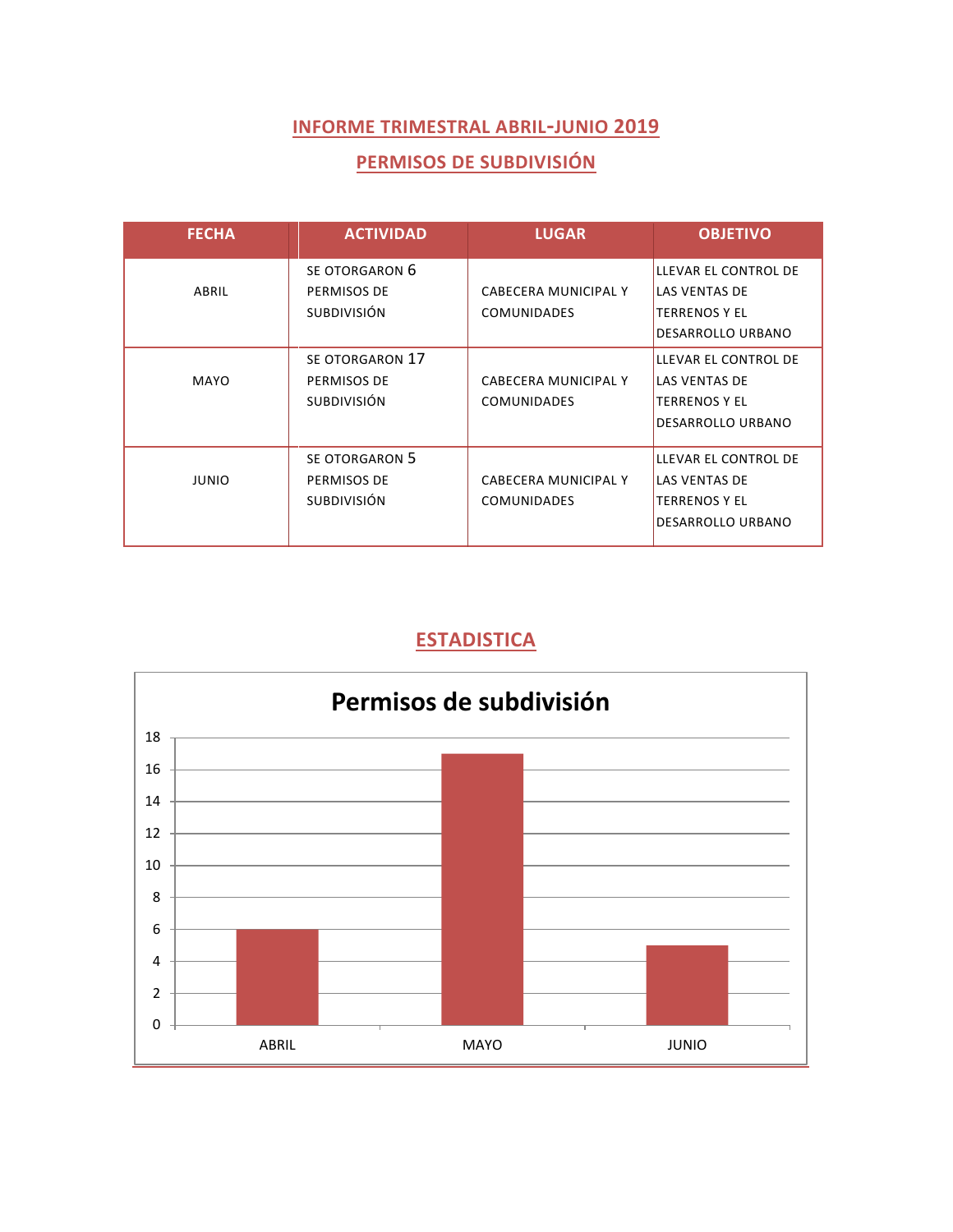# INFORME TRIMESTRAL ABRIL-JUNIO 2019

## PERMISOS DE SUBDIVISIÓN

| FECHA | ACTIVIDAD | LUGAR | OBJETIVO |
|---|---|---|---|
| ABRIL | SE OTORGARON 6 PERMISOS DE SUBDIVISIÓN | CABECERA MUNICIPAL Y COMUNIDADES | LLEVAR EL CONTROL DE LAS VENTAS DE TERRENOS Y EL DESARROLLO URBANO |
| MAYO | SE OTORGARON 17 PERMISOS DE SUBDIVISIÓN | CABECERA MUNICIPAL Y COMUNIDADES | LLEVAR EL CONTROL DE LAS VENTAS DE TERRENOS Y EL DESARROLLO URBANO |
| JUNIO | SE OTORGARON 5 PERMISOS DE SUBDIVISIÓN | CABECERA MUNICIPAL Y COMUNIDADES | LLEVAR EL CONTROL DE LAS VENTAS DE TERRENOS Y EL DESARROLLO URBANO |

## ESTADISTICA

**Permisos de subdivisión**

| Mes | Permisos |
|---|---|
| ABRIL | 6 |
| MAYO | 17 |
| JUNIO | 5 |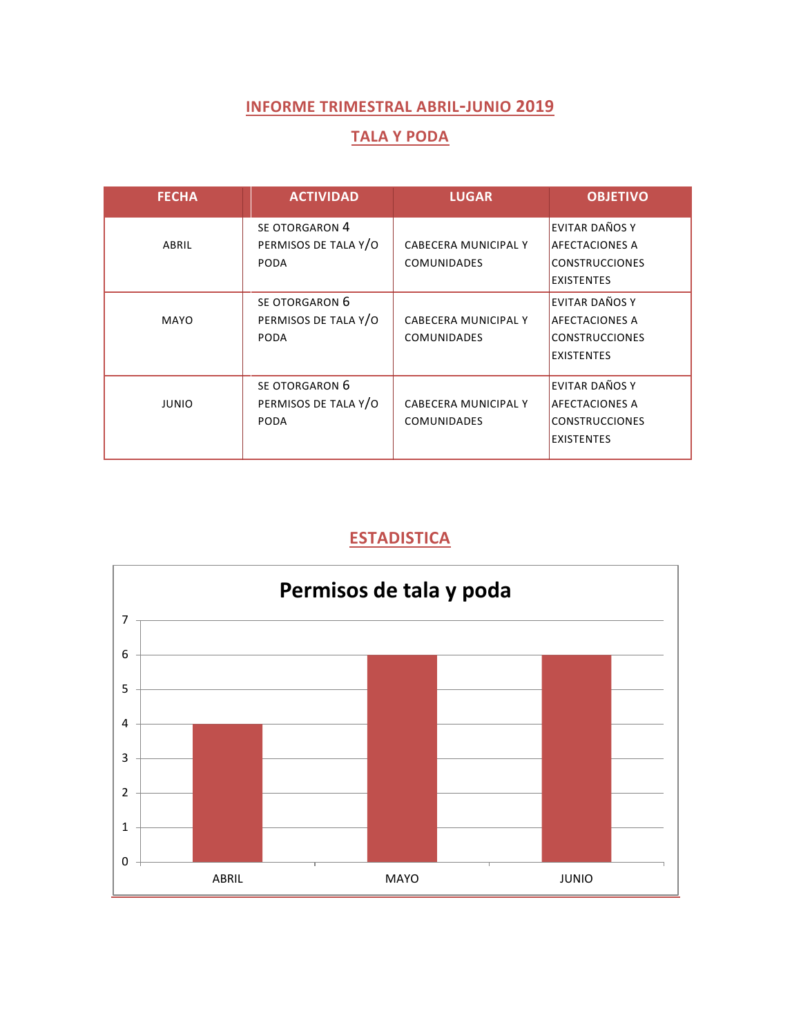## INFORME TRIMESTRAL ABRIL-JUNIO 2019

## TALA Y PODA

| FECHA | ACTIVIDAD | LUGAR | OBJETIVO |
|---|---|---|---|
| ABRIL | SE OTORGARON 4 PERMISOS DE TALA Y/O PODA | CABECERA MUNICIPAL Y COMUNIDADES | EVITAR DAÑOS Y AFECTACIONES A CONSTRUCCIONES EXISTENTES |
| MAYO | SE OTORGARON 6 PERMISOS DE TALA Y/O PODA | CABECERA MUNICIPAL Y COMUNIDADES | EVITAR DAÑOS Y AFECTACIONES A CONSTRUCCIONES EXISTENTES |
| JUNIO | SE OTORGARON 6 PERMISOS DE TALA Y/O PODA | CABECERA MUNICIPAL Y COMUNIDADES | EVITAR DAÑOS Y AFECTACIONES A CONSTRUCCIONES EXISTENTES |

## ESTADISTICA

**Permisos de tala y poda**

| Mes | Permisos |
|---|---|
| ABRIL | 4 |
| MAYO | 6 |
| JUNIO | 6 |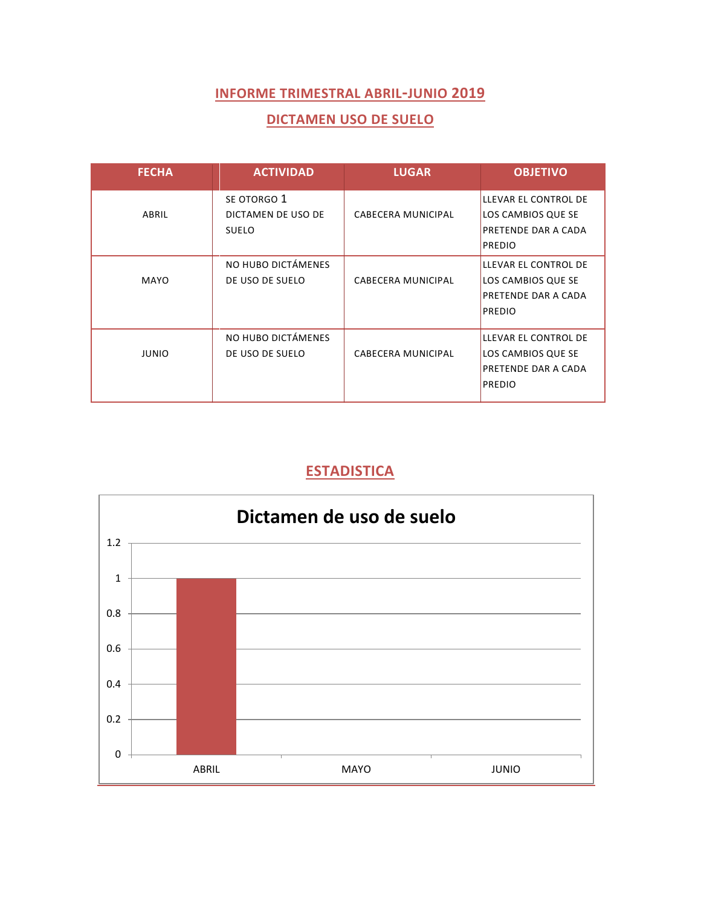## INFORME TRIMESTRAL ABRIL-JUNIO 2019

## DICTAMEN USO DE SUELO

| FECHA | ACTIVIDAD | LUGAR | OBJETIVO |
|---|---|---|---|
| ABRIL | SE OTORGO 1 DICTAMEN DE USO DE SUELO | CABECERA MUNICIPAL | LLEVAR EL CONTROL DE LOS CAMBIOS QUE SE PRETENDE DAR A CADA PREDIO |
| MAYO | NO HUBO DICTÁMENES DE USO DE SUELO | CABECERA MUNICIPAL | LLEVAR EL CONTROL DE LOS CAMBIOS QUE SE PRETENDE DAR A CADA PREDIO |
| JUNIO | NO HUBO DICTÁMENES DE USO DE SUELO | CABECERA MUNICIPAL | LLEVAR EL CONTROL DE LOS CAMBIOS QUE SE PRETENDE DAR A CADA PREDIO |

## ESTADISTICA

**Dictamen de uso de suelo**

| | Dictamen de uso de suelo |
|---|---|
| ABRIL | 1 |
| MAYO | 0 |
| JUNIO | 0 |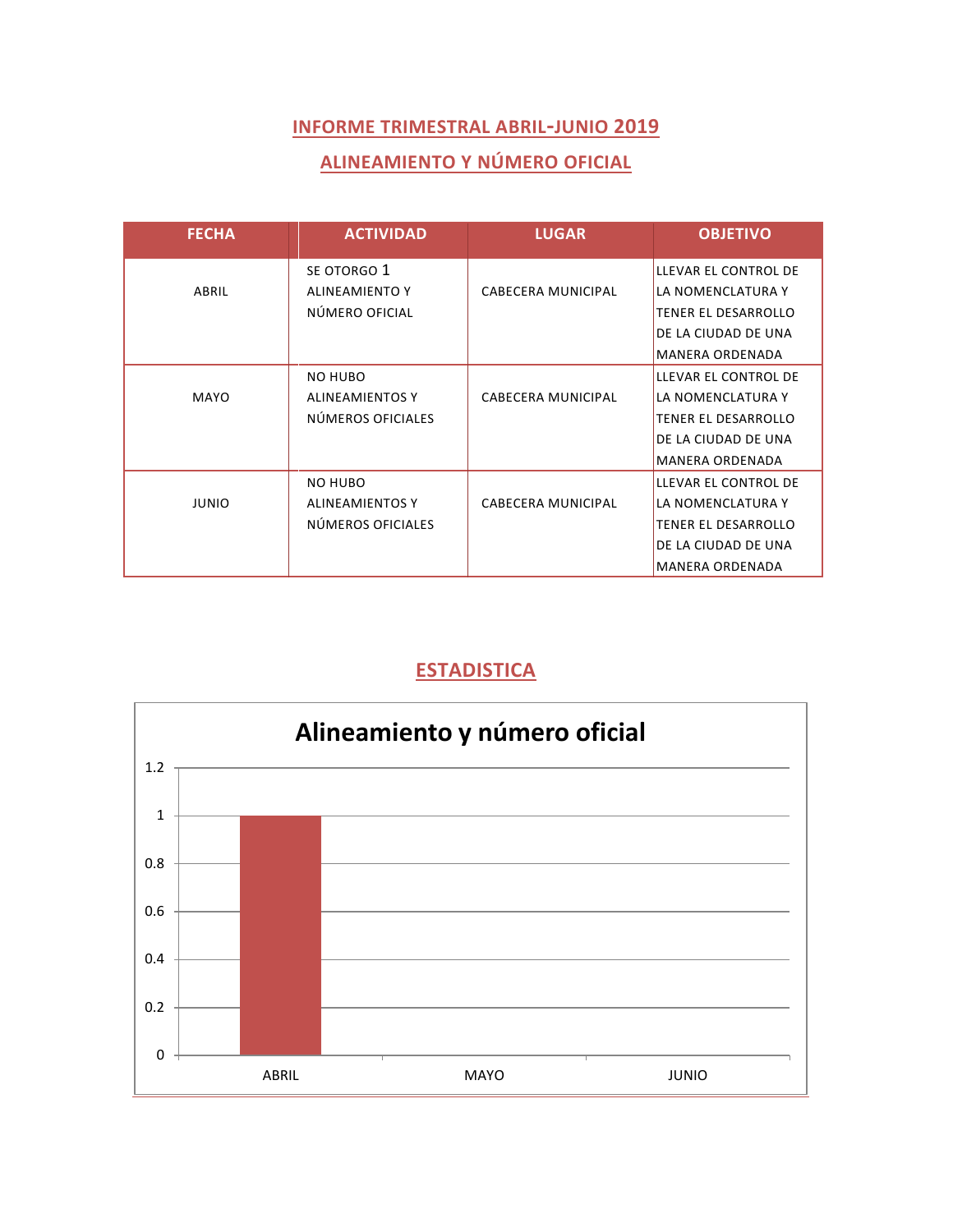## INFORME TRIMESTRAL ABRIL-JUNIO 2019

## ALINEAMIENTO Y NÚMERO OFICIAL

| FECHA | ACTIVIDAD | LUGAR | OBJETIVO |
|---|---|---|---|
| ABRIL | SE OTORGO 1 ALINEAMIENTO Y NÚMERO OFICIAL | CABECERA MUNICIPAL | LLEVAR EL CONTROL DE LA NOMENCLATURA Y TENER EL DESARROLLO DE LA CIUDAD DE UNA MANERA ORDENADA |
| MAYO | NO HUBO ALINEAMIENTOS Y NÚMEROS OFICIALES | CABECERA MUNICIPAL | LLEVAR EL CONTROL DE LA NOMENCLATURA Y TENER EL DESARROLLO DE LA CIUDAD DE UNA MANERA ORDENADA |
| JUNIO | NO HUBO ALINEAMIENTOS Y NÚMEROS OFICIALES | CABECERA MUNICIPAL | LLEVAR EL CONTROL DE LA NOMENCLATURA Y TENER EL DESARROLLO DE LA CIUDAD DE UNA MANERA ORDENADA |

## ESTADISTICA

**Alineamiento y número oficial**

| Mes | Cantidad |
|---|---|
| ABRIL | 1 |
| MAYO | 0 |
| JUNIO | 0 |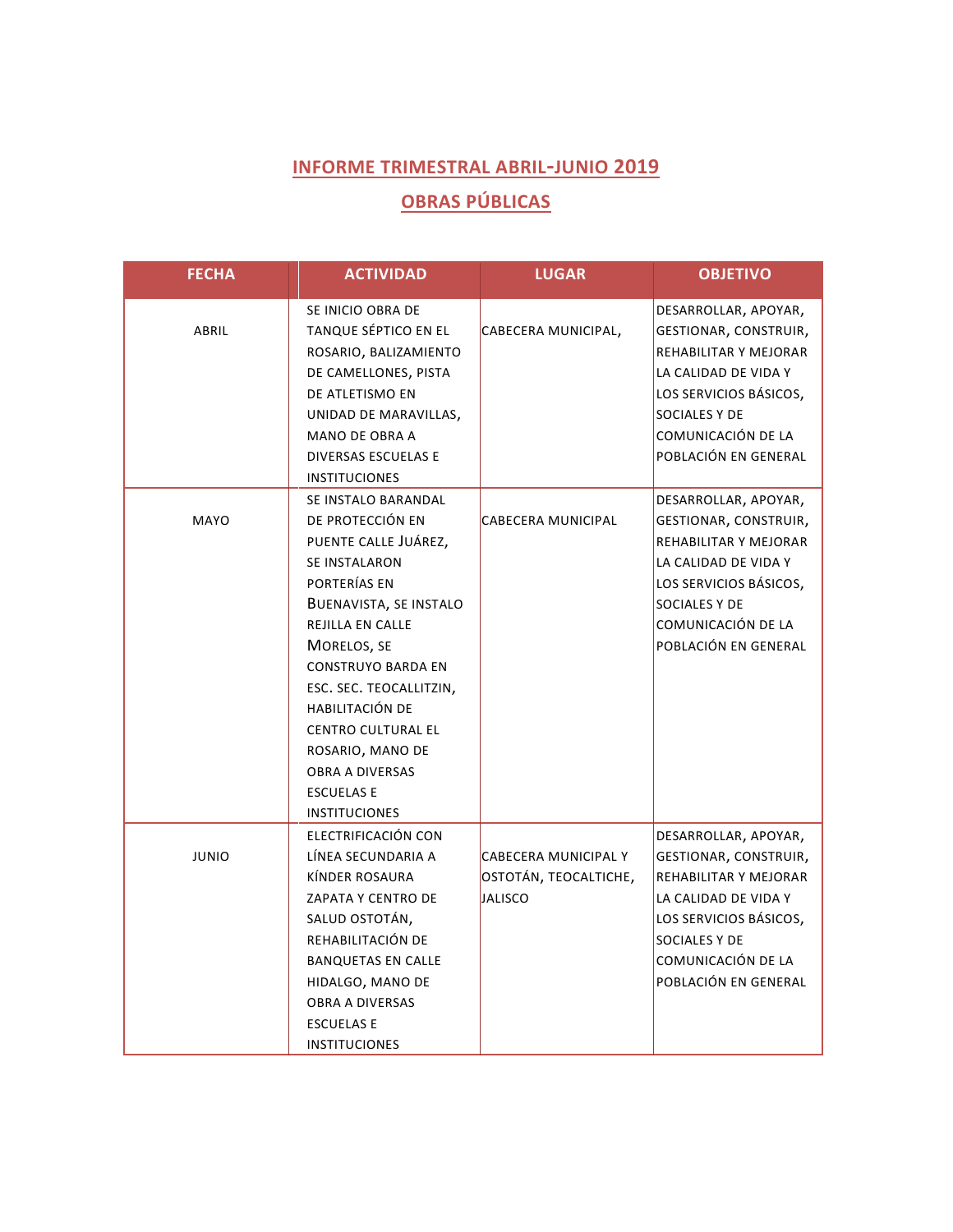# INFORME TRIMESTRAL ABRIL-JUNIO 2019

## OBRAS PÚBLICAS

| FECHA | ACTIVIDAD | LUGAR | OBJETIVO |
|---|---|---|---|
| ABRIL | SE INICIO OBRA DE TANQUE SÉPTICO EN EL ROSARIO, BALIZAMIENTO DE CAMELLONES, PISTA DE ATLETISMO EN UNIDAD DE MARAVILLAS, MANO DE OBRA A DIVERSAS ESCUELAS E INSTITUCIONES | CABECERA MUNICIPAL, | DESARROLLAR, APOYAR, GESTIONAR, CONSTRUIR, REHABILITAR Y MEJORAR LA CALIDAD DE VIDA Y LOS SERVICIOS BÁSICOS, SOCIALES Y DE COMUNICACIÓN DE LA POBLACIÓN EN GENERAL |
| MAYO | SE INSTALO BARANDAL DE PROTECCIÓN EN PUENTE CALLE JUÁREZ, SE INSTALARON PORTERÍAS EN BUENAVISTA, SE INSTALO REJILLA EN CALLE MORELOS, SE CONSTRUYO BARDA EN ESC. SEC. TEOCALLITZIN, HABILITACIÓN DE CENTRO CULTURAL EL ROSARIO, MANO DE OBRA A DIVERSAS ESCUELAS E INSTICIONES | CABECERA MUNICIPAL | DESARROLLAR, APOYAR, GESTIONAR, CONSTRUIR, REHABILITAR Y MEJORAR LA CALIDAD DE VIDA Y LOS SERVICIOS BÁSICOS, SOCIALES Y DE COMUNICACIÓN DE LA POBLACIÓN EN GENERAL |
| JUNIO | ELECTRIFICACIÓN CON LÍNEA SECUNDARIA A KÍNDER ROSAURA ZAPATA Y CENTRO DE SALUD OSTOTÁN, REHABILITACIÓN DE BANQUETAS EN CALLE HIDALGO, MANO DE OBRA A DIVERSAS ESCUELAS E INSTITUCIONES | CABECERA MUNICIPAL Y OSTOTÁN, TEOCALTICHE, JALISCO | DESARROLLAR, APOYAR, GESTIONAR, CONSTRUIR, REHABILITAR Y MEJORAR LA CALIDAD DE VIDA Y LOS SERVICIOS BÁSICOS, SOCIALES Y DE COMUNICACIÓN DE LA POBLACIÓN EN GENERAL |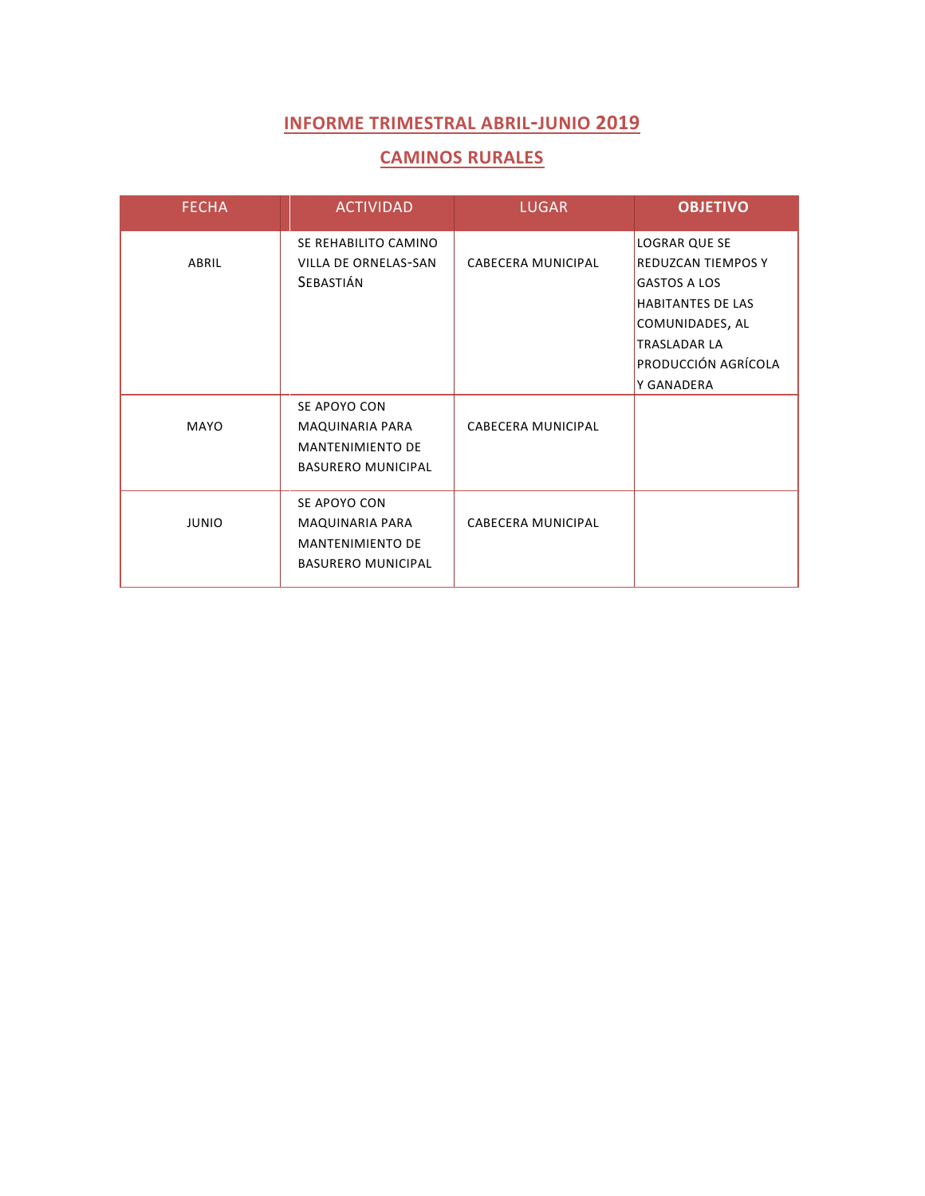## INFORME TRIMESTRAL ABRIL-JUNIO 2019

## CAMINOS RURALES

| FECHA | ACTIVIDAD | LUGAR | **OBJETIVO** |
|---|---|---|---|
| ABRIL | SE REHABILITO CAMINO VILLA DE ORNELAS-SAN SEBASTIÁN | CABECERA MUNICIPAL | LOGRAR QUE SE REDUZCAN TIEMPOS Y GASTOS A LOS HABITANTES DE LAS COMUNIDADES, AL TRASLADAR LA PRODUCCIÓN AGRÍCOLA Y GANADERA |
| MAYO | SE APOYO CON MAQUINARIA PARA MANTENIMIENTO DE BASURERO MUNICIPAL | CABECERA MUNICIPAL | |
| JUNIO | SE APOYO CON MAQUINARIA PARA MANTENIMIENTO DE BASURERO MUNICIPAL | CABECERA MUNICIPAL | |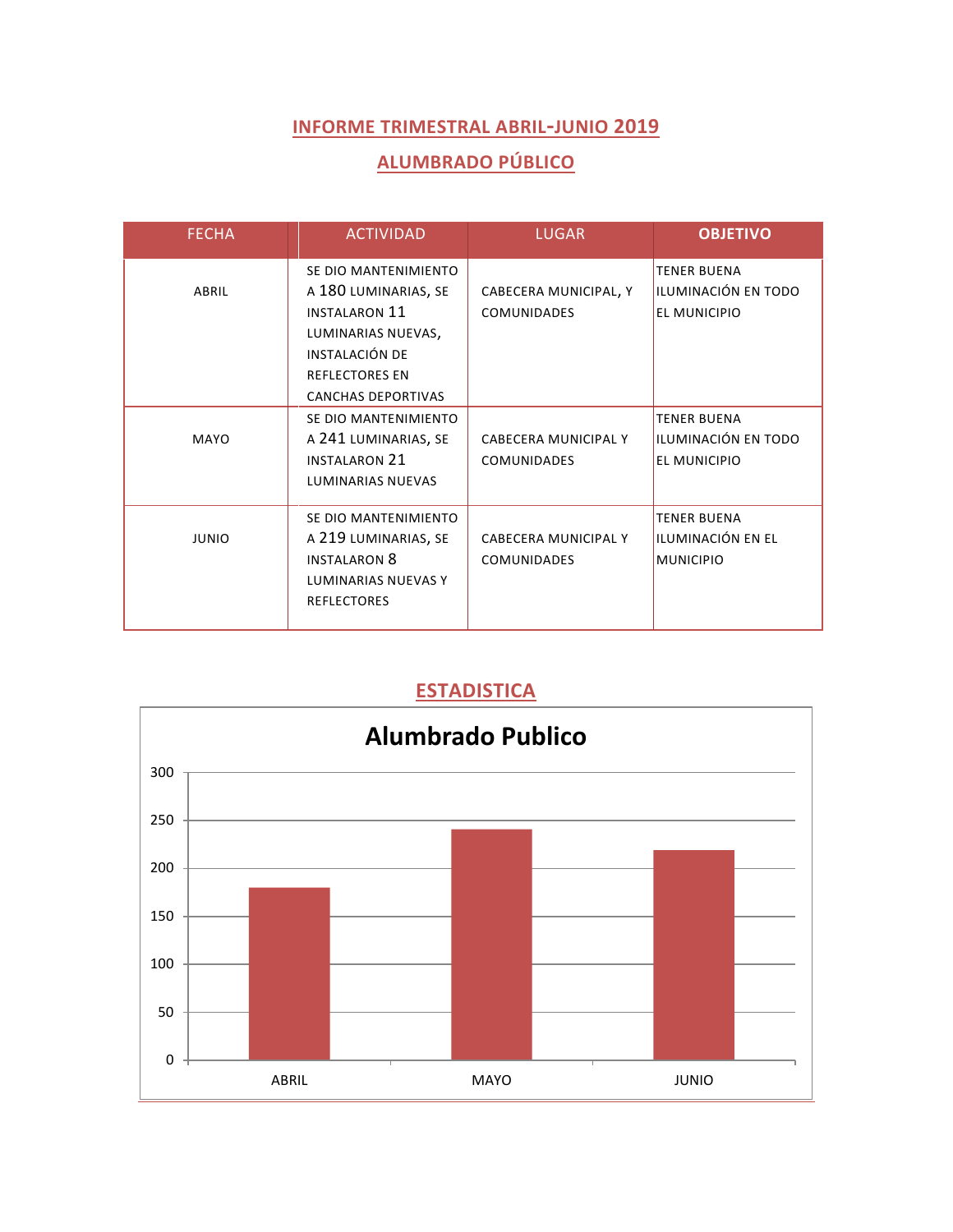# INFORME TRIMESTRAL ABRIL-JUNIO 2019

## ALUMBRADO PÚBLICO

| FECHA | ACTIVIDAD | LUGAR | OBJETIVO |
|---|---|---|---|
| ABRIL | SE DIO MANTENIMIENTO A 180 LUMINARIAS, SE INSTALARON 11 LUMINARIAS NUEVAS, INSTALACIÓN DE REFLECTORES EN CANCHAS DEPORTIVAS | CABECERA MUNICIPAL, Y COMUNIDADES | TENER BUENA ILUMINACIÓN EN TODO EL MUNICIPIO |
| MAYO | SE DIO MANTENIMIENTO A 241 LUMINARIAS, SE INSTALARON 21 LUMINARIAS NUEVAS | CABECERA MUNICIPAL Y COMUNIDADES | TENER BUENA ILUMINACIÓN EN TODO EL MUNICIPIO |
| JUNIO | SE DIO MANTENIMIENTO A 219 LUMINARIAS, SE INSTALARON 8 LUMINARIAS NUEVAS Y REFLECTORES | CABECERA MUNICIPAL Y COMUNIDADES | TENER BUENA ILUMINACIÓN EN EL MUNICIPIO |

## ESTADISTICA

**Alumbrado Publico**

| Mes | Valor |
|---|---|
| ABRIL | 180 |
| MAYO | 241 |
| JUNIO | 219 |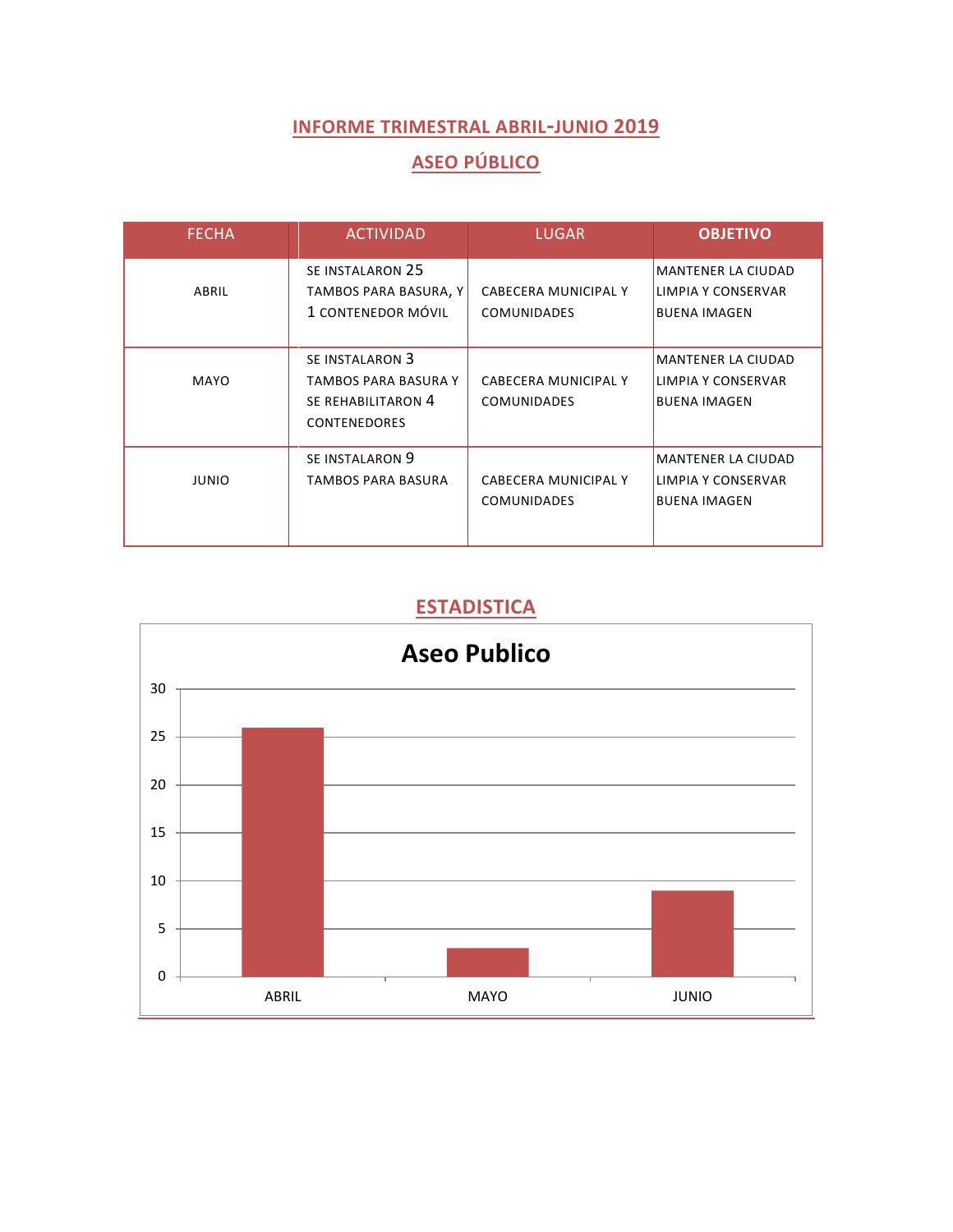# INFORME TRIMESTRAL ABRIL-JUNIO 2019

## ASEO PÚBLICO

| FECHA | ACTIVIDAD | LUGAR | OBJETIVO |
|---|---|---|---|
| ABRIL | SE INSTALARON 25 TAMBOS PARA BASURA, Y 1 CONTENEDOR MÓVIL | CABECERA MUNICIPAL Y COMUNIDADES | MANTENER LA CIUDAD LIMPIA Y CONSERVAR BUENA IMAGEN |
| MAYO | SE INSTALARON 3 TAMBOS PARA BASURA Y SE REHABILITARON 4 CONTENEDORES | CABECERA MUNICIPAL Y COMUNIDADES | MANTENER LA CIUDAD LIMPIA Y CONSERVAR BUENA IMAGEN |
| JUNIO | SE INSTALARON 9 TAMBOS PARA BASURA | CABECERA MUNICIPAL Y COMUNIDADES | MANTENER LA CIUDAD LIMPIA Y CONSERVAR BUENA IMAGEN |

## ESTADISTICA

**Aseo Publico**

| Mes | Valor |
|---|---|
| ABRIL | 26 |
| MAYO | 3 |
| JUNIO | 9 |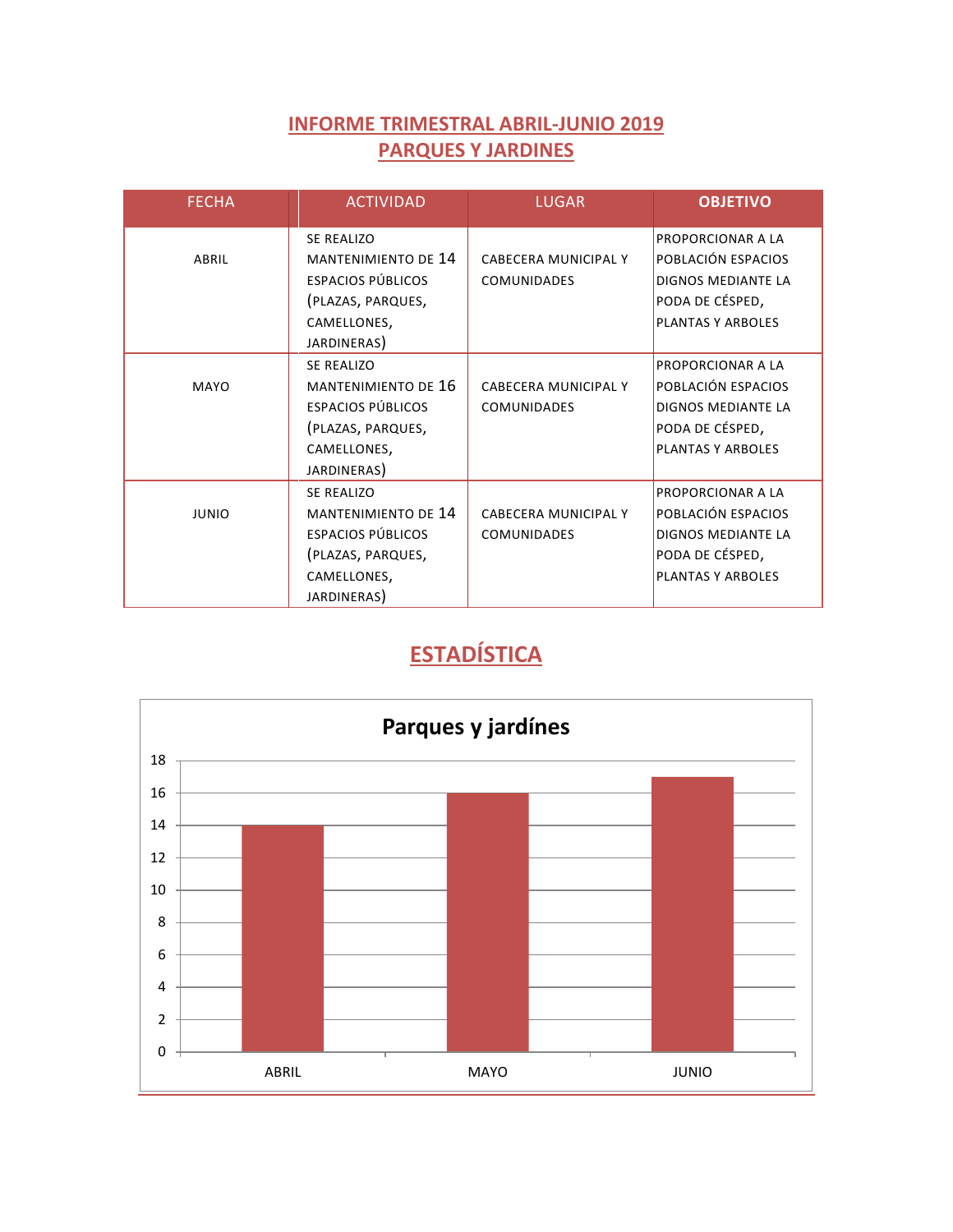## INFORME TRIMESTRAL ABRIL-JUNIO 2019
## PARQUES Y JARDINES

| FECHA | ACTIVIDAD | LUGAR | OBJETIVO |
|---|---|---|---|
| ABRIL | SE REALIZO MANTENIMIENTO DE 14 ESPACIOS PÚBLICOS (PLAZAS, PARQUES, CAMELLONES, JARDINERAS) | CABECERA MUNICIPAL Y COMUNIDADES | PROPORCIONAR A LA POBLACIÓN ESPACIOS DIGNOS MEDIANTE LA PODA DE CÉSPED, PLANTAS Y ARBOLES |
| MAYO | SE REALIZO MANTENIMIENTO DE 16 ESPACIOS PÚBLICOS (PLAZAS, PARQUES, CAMELLONES, JARDINERAS) | CABECERA MUNICIPAL Y COMUNIDADES | PROPORCIONAR A LA POBLACIÓN ESPACIOS DIGNOS MEDIANTE LA PODA DE CÉSPED, PLANTAS Y ARBOLES |
| JUNIO | SE REALIZO MANTENIMIENTO DE 14 ESPACIOS PÚBLICOS (PLAZAS, PARQUES, CAMELLONES, JARDINERAS) | CABECERA MUNICIPAL Y COMUNIDADES | PROPORCIONAR A LA POBLACIÓN ESPACIOS DIGNOS MEDIANTE LA PODA DE CÉSPED, PLANTAS Y ARBOLES |

## ESTADÍSTICA

**Parques y jardínes**

| | ABRIL | MAYO | JUNIO |
|---|---|---|---|
| Parques y jardínes | 14 | 16 | 17 |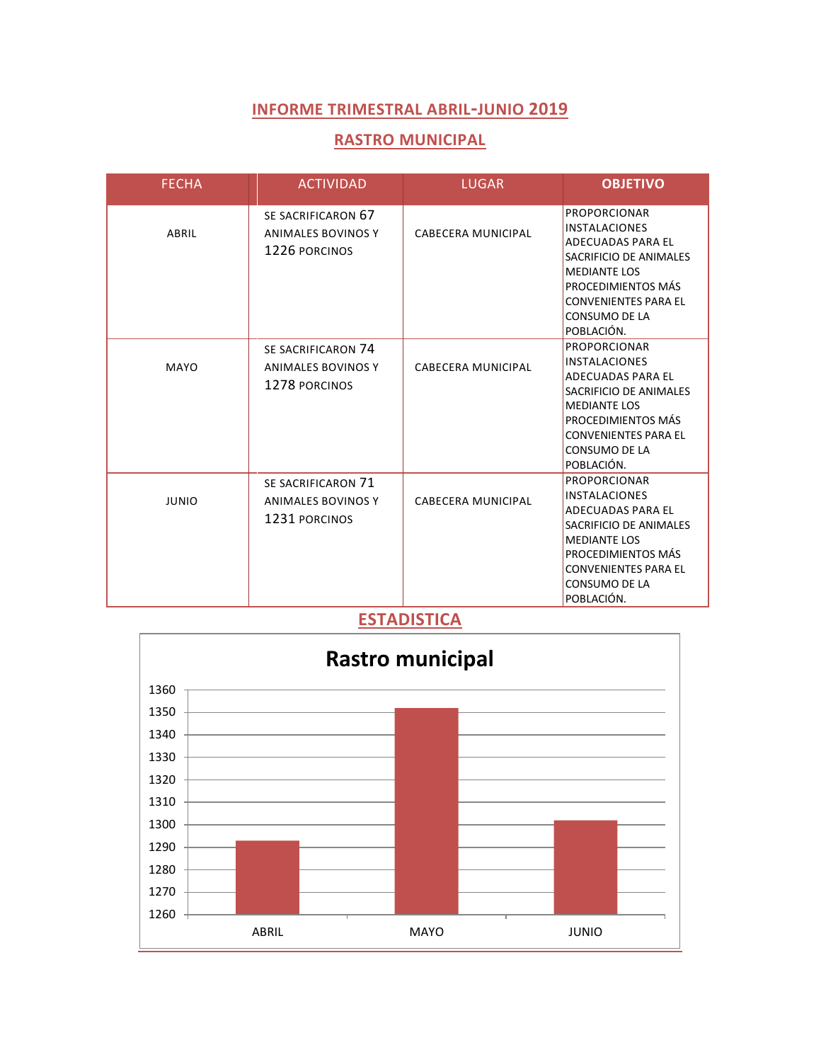## INFORME TRIMESTRAL ABRIL-JUNIO 2019

## RASTRO MUNICIPAL

| FECHA | ACTIVIDAD | LUGAR | OBJETIVO |
|---|---|---|---|
| ABRIL | SE SACRIFICARON 67 ANIMALES BOVINOS Y 1226 PORCINOS | CABECERA MUNICIPAL | PROPORCIONAR INSTALACIONES ADECUADAS PARA EL SACRIFICIO DE ANIMALES MEDIANTE LOS PROCEDIMIENTOS MÁS CONVENIENTES PARA EL CONSUMO DE LA POBLACIÓN. |
| MAYO | SE SACRIFICARON 74 ANIMALES BOVINOS Y 1278 PORCINOS | CABECERA MUNICIPAL | PROPORCIONAR INSTALACIONES ADECUADAS PARA EL SACRIFICIO DE ANIMALES MEDIANTE LOS PROCEDIMIENTOS MÁS CONVENIENTES PARA EL CONSUMO DE LA POBLACIÓN. |
| JUNIO | SE SACRIFICARON 71 ANIMALES BOVINOS Y 1231 PORCINOS | CABECERA MUNICIPAL | PROPORCIONAR INSTALACIONES ADECUADAS PARA EL SACRIFICIO DE ANIMALES MEDIANTE LOS PROCEDIMIENTOS MÁS CONVENIENTES PARA EL CONSUMO DE LA POBLACIÓN. |

## ESTADISTICA

**Rastro municipal**

| Mes | Valor |
|---|---|
| ABRIL | 1293 |
| MAYO | 1352 |
| JUNIO | 1302 |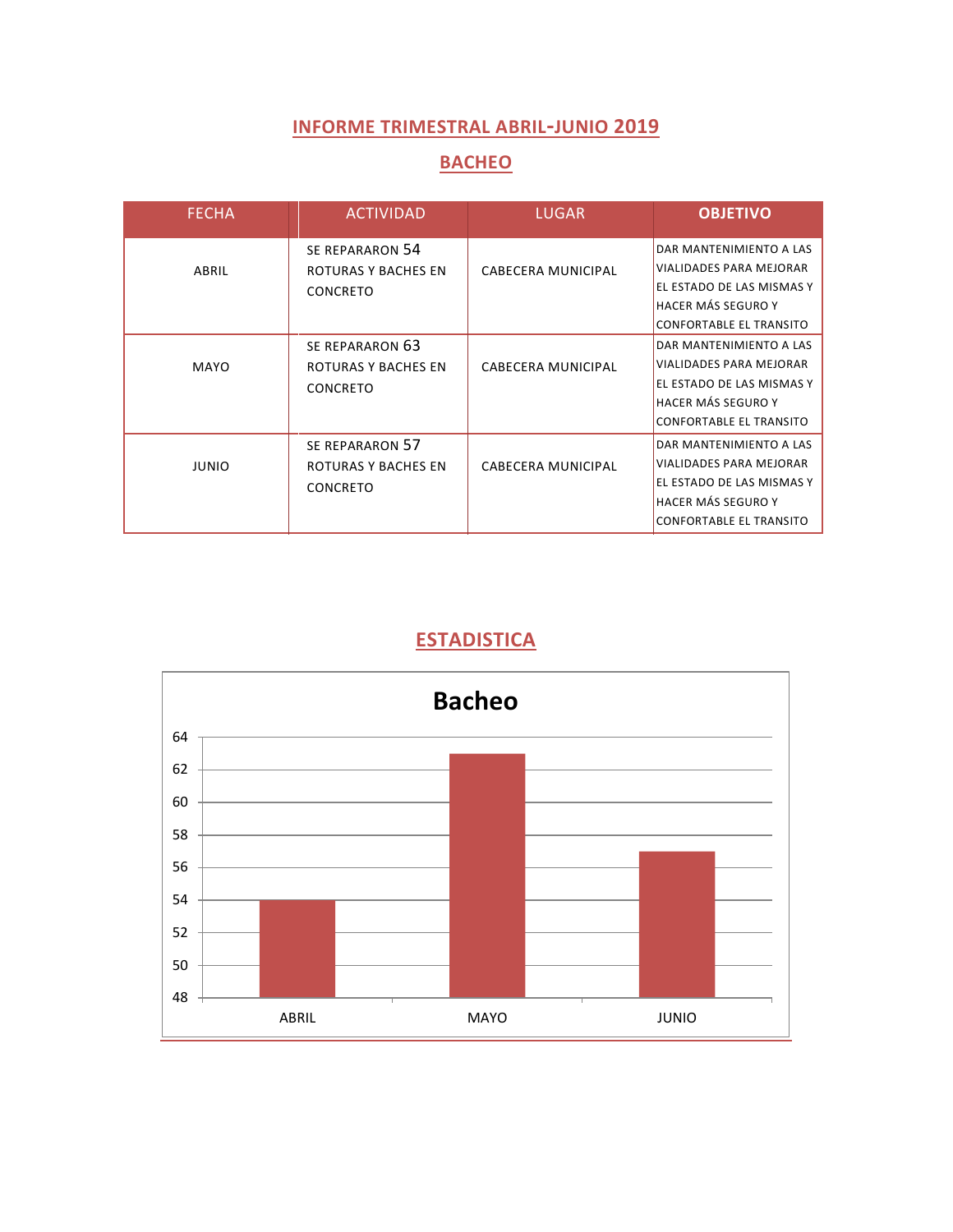# INFORME TRIMESTRAL ABRIL-JUNIO 2019

## BACHEO

| FECHA | ACTIVIDAD | LUGAR | **OBJETIVO** |
|---|---|---|---|
| ABRIL | SE REPARARON 54 ROTURAS Y BACHES EN CONCRETO | CABECERA MUNICIPAL | DAR MANTENIMIENTO A LAS VIALIDADES PARA MEJORAR EL ESTADO DE LAS MISMAS Y HACER MÁS SEGURO Y CONFORTABLE EL TRANSITO |
| MAYO | SE REPARARON 63 ROTURAS Y BACHES EN CONCRETO | CABECERA MUNICIPAL | DAR MANTENIMIENTO A LAS VIALIDADES PARA MEJORAR EL ESTADO DE LAS MISMAS Y HACER MÁS SEGURO Y CONFORTABLE EL TRANSITO |
| JUNIO | SE REPARARON 57 ROTURAS Y BACHES EN CONCRETO | CABECERA MUNICIPAL | DAR MANTENIMIENTO A LAS VIALIDADES PARA MEJORAR EL ESTADO DE LAS MISMAS Y HACER MÁS SEGURO Y CONFORTABLE EL TRANSITO |

## ESTADISTICA

Bacheo

64
62
60
58
56
54
52
50
48

ABRIL
MAYO
JUNIO